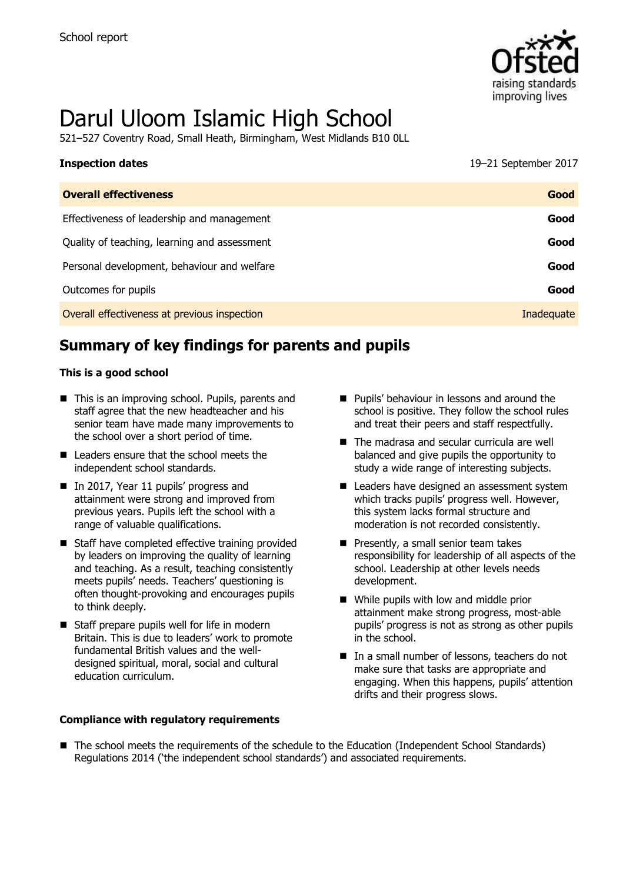School report

# Darul Uloom Islamic High School

521–527 Coventry Road, Small Heath, Birmingham, West Midlands B10 0LL

| **Inspection dates** | 19–21 September 2017 |
|---|---|
| **Overall effectiveness** | **Good** |
| Effectiveness of leadership and management | **Good** |
| Quality of teaching, learning and assessment | **Good** |
| Personal development, behaviour and welfare | **Good** |
| Outcomes for pupils | **Good** |
| Overall effectiveness at previous inspection | Inadequate |

## Summary of key findings for parents and pupils

**This is a good school**

- This is an improving school. Pupils, parents and staff agree that the new headteacher and his senior team have made many improvements to the school over a short period of time.
- Leaders ensure that the school meets the independent school standards.
- In 2017, Year 11 pupils' progress and attainment were strong and improved from previous years. Pupils left the school with a range of valuable qualifications.
- Staff have completed effective training provided by leaders on improving the quality of learning and teaching. As a result, teaching consistently meets pupils' needs. Teachers' questioning is often thought-provoking and encourages pupils to think deeply.
- Staff prepare pupils well for life in modern Britain. This is due to leaders' work to promote fundamental British values and the well-designed spiritual, moral, social and cultural education curriculum.
- Pupils' behaviour in lessons and around the school is positive. They follow the school rules and treat their peers and staff respectfully.
- The madrasa and secular curricula are well balanced and give pupils the opportunity to study a wide range of interesting subjects.
- Leaders have designed an assessment system which tracks pupils' progress well. However, this system lacks formal structure and moderation is not recorded consistently.
- Presently, a small senior team takes responsibility for leadership of all aspects of the school. Leadership at other levels needs development.
- While pupils with low and middle prior attainment make strong progress, most-able pupils' progress is not as strong as other pupils in the school.
- In a small number of lessons, teachers do not make sure that tasks are appropriate and engaging. When this happens, pupils' attention drifts and their progress slows.

**Compliance with regulatory requirements**

- The school meets the requirements of the schedule to the Education (Independent School Standards) Regulations 2014 ('the independent school standards') and associated requirements.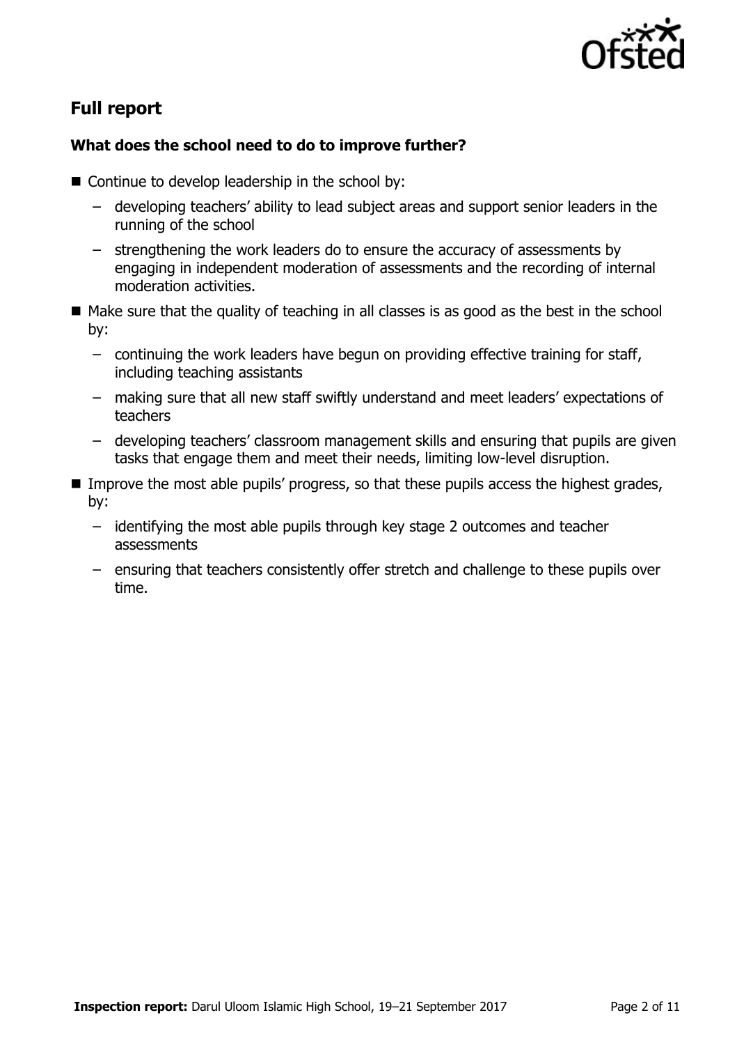## Full report

### What does the school need to do to improve further?

- Continue to develop leadership in the school by:
  - developing teachers' ability to lead subject areas and support senior leaders in the running of the school
  - strengthening the work leaders do to ensure the accuracy of assessments by engaging in independent moderation of assessments and the recording of internal moderation activities.
- Make sure that the quality of teaching in all classes is as good as the best in the school by:
  - continuing the work leaders have begun on providing effective training for staff, including teaching assistants
  - making sure that all new staff swiftly understand and meet leaders' expectations of teachers
  - developing teachers' classroom management skills and ensuring that pupils are given tasks that engage them and meet their needs, limiting low-level disruption.
- Improve the most able pupils' progress, so that these pupils access the highest grades, by:
  - identifying the most able pupils through key stage 2 outcomes and teacher assessments
  - ensuring that teachers consistently offer stretch and challenge to these pupils over time.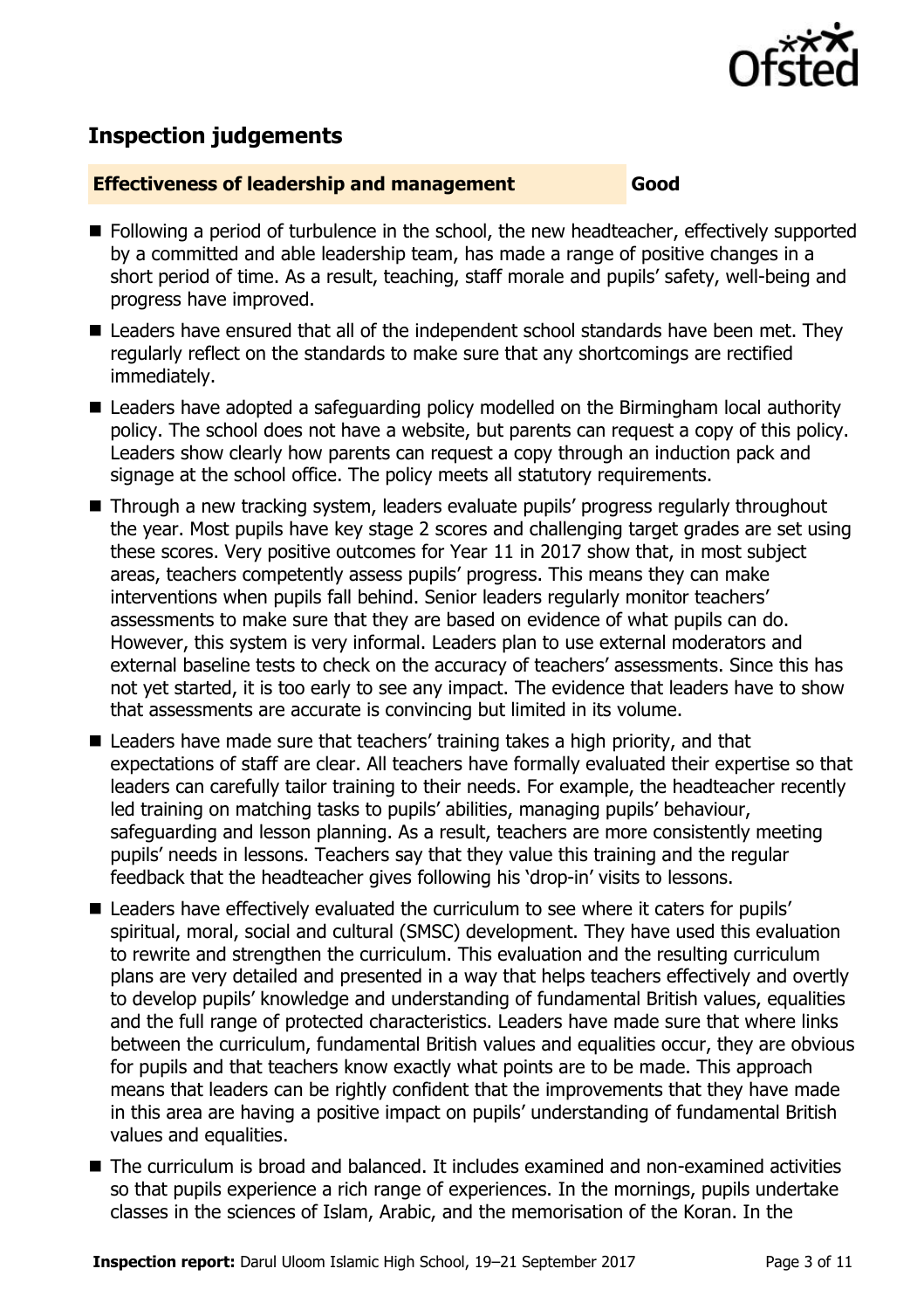## Inspection judgements

| **Effectiveness of leadership and management** | **Good** |
| --- | --- |

- Following a period of turbulence in the school, the new headteacher, effectively supported by a committed and able leadership team, has made a range of positive changes in a short period of time. As a result, teaching, staff morale and pupils' safety, well-being and progress have improved.
- Leaders have ensured that all of the independent school standards have been met. They regularly reflect on the standards to make sure that any shortcomings are rectified immediately.
- Leaders have adopted a safeguarding policy modelled on the Birmingham local authority policy. The school does not have a website, but parents can request a copy of this policy. Leaders show clearly how parents can request a copy through an induction pack and signage at the school office. The policy meets all statutory requirements.
- Through a new tracking system, leaders evaluate pupils' progress regularly throughout the year. Most pupils have key stage 2 scores and challenging target grades are set using these scores. Very positive outcomes for Year 11 in 2017 show that, in most subject areas, teachers competently assess pupils' progress. This means they can make interventions when pupils fall behind. Senior leaders regularly monitor teachers' assessments to make sure that they are based on evidence of what pupils can do. However, this system is very informal. Leaders plan to use external moderators and external baseline tests to check on the accuracy of teachers' assessments. Since this has not yet started, it is too early to see any impact. The evidence that leaders have to show that assessments are accurate is convincing but limited in its volume.
- Leaders have made sure that teachers' training takes a high priority, and that expectations of staff are clear. All teachers have formally evaluated their expertise so that leaders can carefully tailor training to their needs. For example, the headteacher recently led training on matching tasks to pupils' abilities, managing pupils' behaviour, safeguarding and lesson planning. As a result, teachers are more consistently meeting pupils' needs in lessons. Teachers say that they value this training and the regular feedback that the headteacher gives following his 'drop-in' visits to lessons.
- Leaders have effectively evaluated the curriculum to see where it caters for pupils' spiritual, moral, social and cultural (SMSC) development. They have used this evaluation to rewrite and strengthen the curriculum. This evaluation and the resulting curriculum plans are very detailed and presented in a way that helps teachers effectively and overtly to develop pupils' knowledge and understanding of fundamental British values, equalities and the full range of protected characteristics. Leaders have made sure that where links between the curriculum, fundamental British values and equalities occur, they are obvious for pupils and that teachers know exactly what points are to be made. This approach means that leaders can be rightly confident that the improvements that they have made in this area are having a positive impact on pupils' understanding of fundamental British values and equalities.
- The curriculum is broad and balanced. It includes examined and non-examined activities so that pupils experience a rich range of experiences. In the mornings, pupils undertake classes in the sciences of Islam, Arabic, and the memorisation of the Koran. In the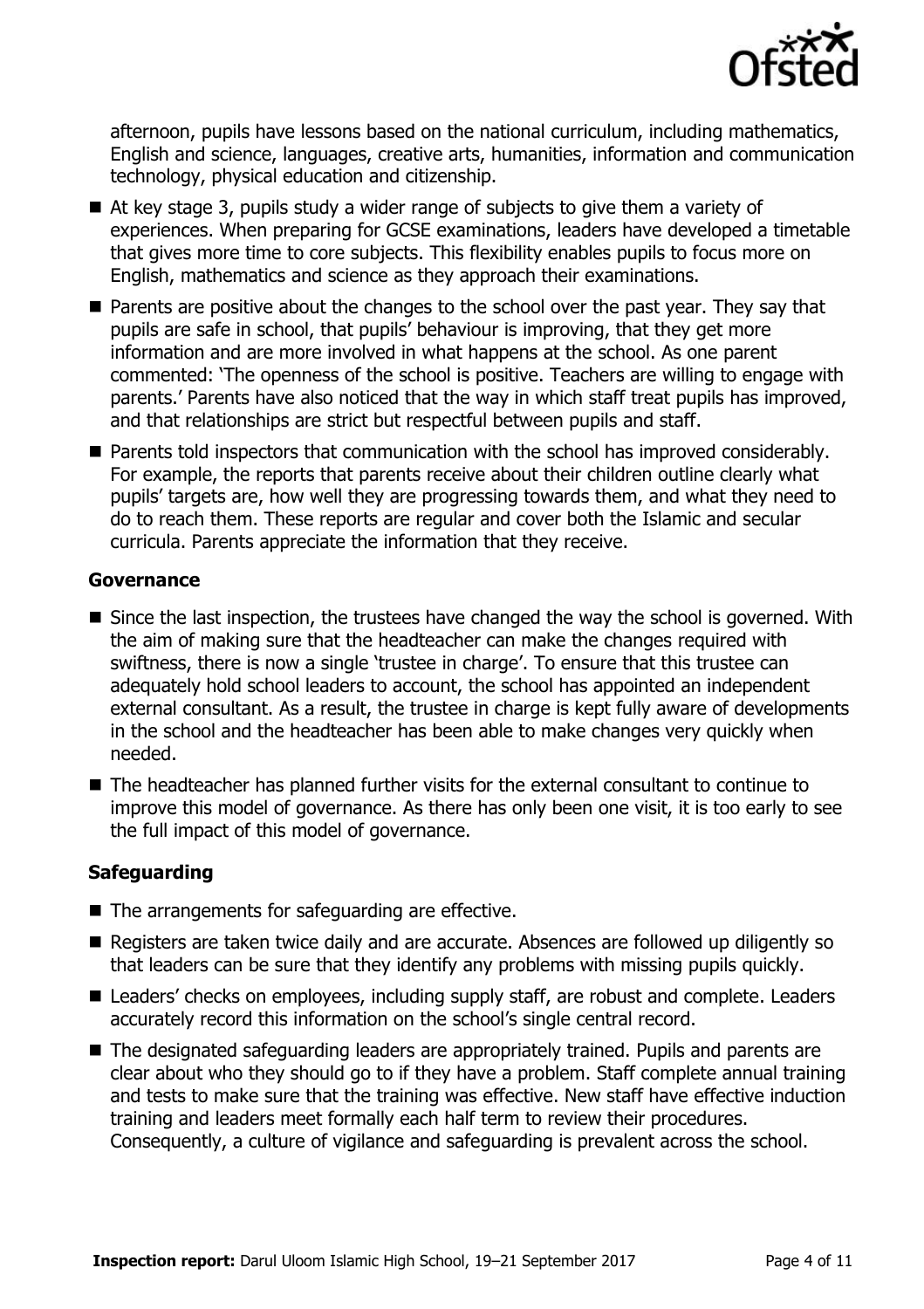afternoon, pupils have lessons based on the national curriculum, including mathematics, English and science, languages, creative arts, humanities, information and communication technology, physical education and citizenship.

- At key stage 3, pupils study a wider range of subjects to give them a variety of experiences. When preparing for GCSE examinations, leaders have developed a timetable that gives more time to core subjects. This flexibility enables pupils to focus more on English, mathematics and science as they approach their examinations.
- Parents are positive about the changes to the school over the past year. They say that pupils are safe in school, that pupils' behaviour is improving, that they get more information and are more involved in what happens at the school. As one parent commented: 'The openness of the school is positive. Teachers are willing to engage with parents.' Parents have also noticed that the way in which staff treat pupils has improved, and that relationships are strict but respectful between pupils and staff.
- Parents told inspectors that communication with the school has improved considerably. For example, the reports that parents receive about their children outline clearly what pupils' targets are, how well they are progressing towards them, and what they need to do to reach them. These reports are regular and cover both the Islamic and secular curricula. Parents appreciate the information that they receive.

### Governance

- Since the last inspection, the trustees have changed the way the school is governed. With the aim of making sure that the headteacher can make the changes required with swiftness, there is now a single 'trustee in charge'. To ensure that this trustee can adequately hold school leaders to account, the school has appointed an independent external consultant. As a result, the trustee in charge is kept fully aware of developments in the school and the headteacher has been able to make changes very quickly when needed.
- The headteacher has planned further visits for the external consultant to continue to improve this model of governance. As there has only been one visit, it is too early to see the full impact of this model of governance.

### Safeguarding

- The arrangements for safeguarding are effective.
- Registers are taken twice daily and are accurate. Absences are followed up diligently so that leaders can be sure that they identify any problems with missing pupils quickly.
- Leaders' checks on employees, including supply staff, are robust and complete. Leaders accurately record this information on the school's single central record.
- The designated safeguarding leaders are appropriately trained. Pupils and parents are clear about who they should go to if they have a problem. Staff complete annual training and tests to make sure that the training was effective. New staff have effective induction training and leaders meet formally each half term to review their procedures. Consequently, a culture of vigilance and safeguarding is prevalent across the school.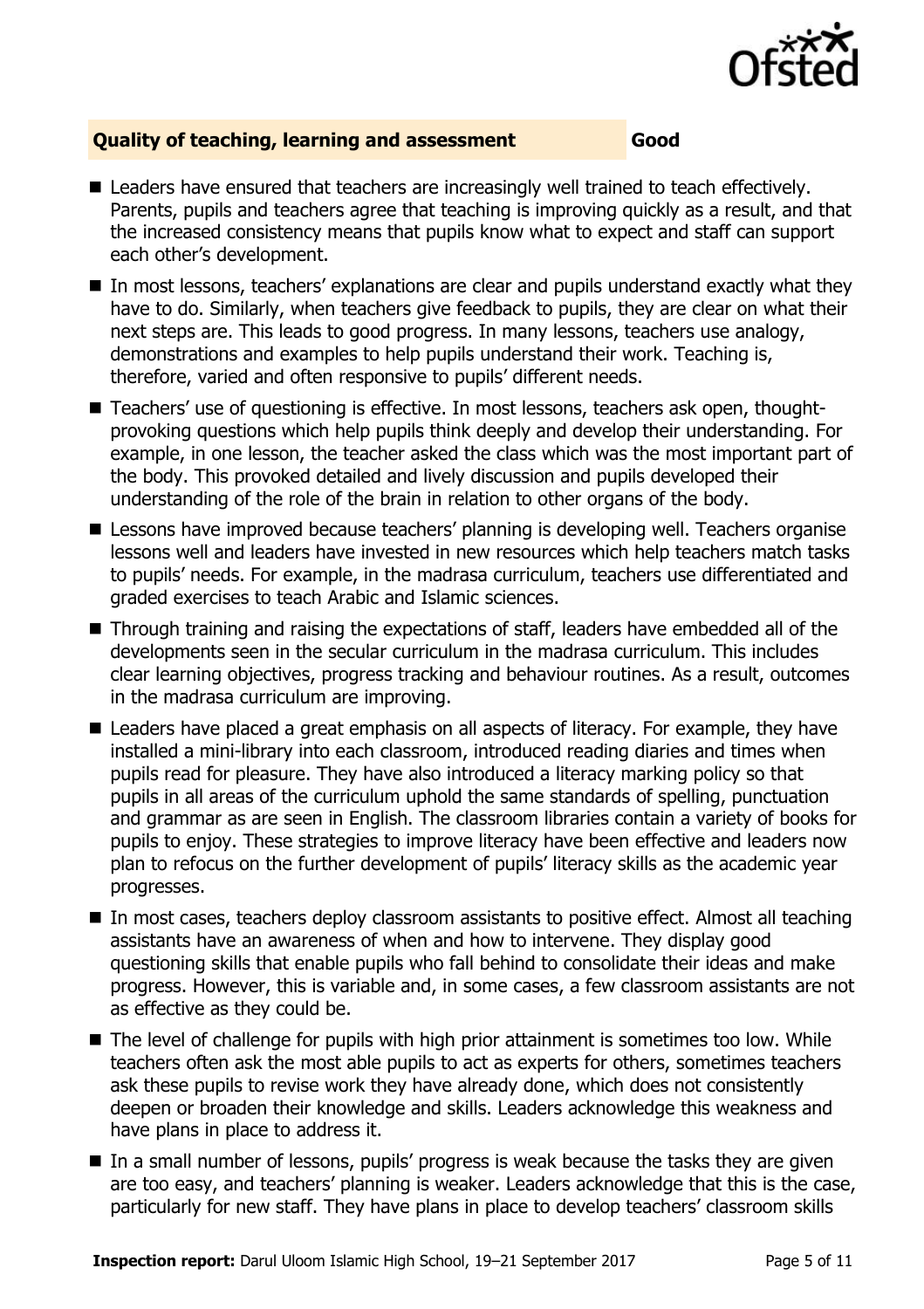### Quality of teaching, learning and assessment — Good

- Leaders have ensured that teachers are increasingly well trained to teach effectively. Parents, pupils and teachers agree that teaching is improving quickly as a result, and that the increased consistency means that pupils know what to expect and staff can support each other's development.
- In most lessons, teachers' explanations are clear and pupils understand exactly what they have to do. Similarly, when teachers give feedback to pupils, they are clear on what their next steps are. This leads to good progress. In many lessons, teachers use analogy, demonstrations and examples to help pupils understand their work. Teaching is, therefore, varied and often responsive to pupils' different needs.
- Teachers' use of questioning is effective. In most lessons, teachers ask open, thought-provoking questions which help pupils think deeply and develop their understanding. For example, in one lesson, the teacher asked the class which was the most important part of the body. This provoked detailed and lively discussion and pupils developed their understanding of the role of the brain in relation to other organs of the body.
- Lessons have improved because teachers' planning is developing well. Teachers organise lessons well and leaders have invested in new resources which help teachers match tasks to pupils' needs. For example, in the madrasa curriculum, teachers use differentiated and graded exercises to teach Arabic and Islamic sciences.
- Through training and raising the expectations of staff, leaders have embedded all of the developments seen in the secular curriculum in the madrasa curriculum. This includes clear learning objectives, progress tracking and behaviour routines. As a result, outcomes in the madrasa curriculum are improving.
- Leaders have placed a great emphasis on all aspects of literacy. For example, they have installed a mini-library into each classroom, introduced reading diaries and times when pupils read for pleasure. They have also introduced a literacy marking policy so that pupils in all areas of the curriculum uphold the same standards of spelling, punctuation and grammar as are seen in English. The classroom libraries contain a variety of books for pupils to enjoy. These strategies to improve literacy have been effective and leaders now plan to refocus on the further development of pupils' literacy skills as the academic year progresses.
- In most cases, teachers deploy classroom assistants to positive effect. Almost all teaching assistants have an awareness of when and how to intervene. They display good questioning skills that enable pupils who fall behind to consolidate their ideas and make progress. However, this is variable and, in some cases, a few classroom assistants are not as effective as they could be.
- The level of challenge for pupils with high prior attainment is sometimes too low. While teachers often ask the most able pupils to act as experts for others, sometimes teachers ask these pupils to revise work they have already done, which does not consistently deepen or broaden their knowledge and skills. Leaders acknowledge this weakness and have plans in place to address it.
- In a small number of lessons, pupils' progress is weak because the tasks they are given are too easy, and teachers' planning is weaker. Leaders acknowledge that this is the case, particularly for new staff. They have plans in place to develop teachers' classroom skills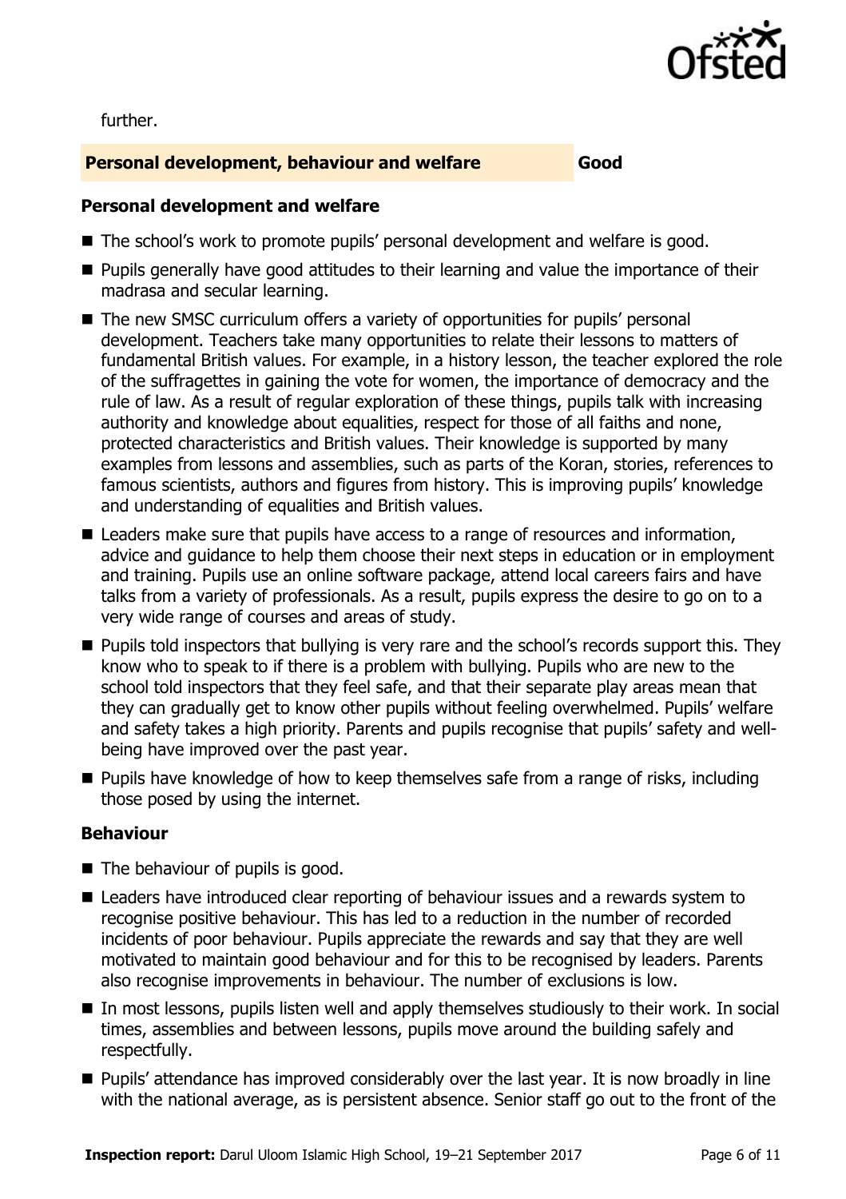further.

## Personal development, behaviour and welfare — Good

### Personal development and welfare

- The school's work to promote pupils' personal development and welfare is good.
- Pupils generally have good attitudes to their learning and value the importance of their madrasa and secular learning.
- The new SMSC curriculum offers a variety of opportunities for pupils' personal development. Teachers take many opportunities to relate their lessons to matters of fundamental British values. For example, in a history lesson, the teacher explored the role of the suffragettes in gaining the vote for women, the importance of democracy and the rule of law. As a result of regular exploration of these things, pupils talk with increasing authority and knowledge about equalities, respect for those of all faiths and none, protected characteristics and British values. Their knowledge is supported by many examples from lessons and assemblies, such as parts of the Koran, stories, references to famous scientists, authors and figures from history. This is improving pupils' knowledge and understanding of equalities and British values.
- Leaders make sure that pupils have access to a range of resources and information, advice and guidance to help them choose their next steps in education or in employment and training. Pupils use an online software package, attend local careers fairs and have talks from a variety of professionals. As a result, pupils express the desire to go on to a very wide range of courses and areas of study.
- Pupils told inspectors that bullying is very rare and the school's records support this. They know who to speak to if there is a problem with bullying. Pupils who are new to the school told inspectors that they feel safe, and that their separate play areas mean that they can gradually get to know other pupils without feeling overwhelmed. Pupils' welfare and safety takes a high priority. Parents and pupils recognise that pupils' safety and well-being have improved over the past year.
- Pupils have knowledge of how to keep themselves safe from a range of risks, including those posed by using the internet.

### Behaviour

- The behaviour of pupils is good.
- Leaders have introduced clear reporting of behaviour issues and a rewards system to recognise positive behaviour. This has led to a reduction in the number of recorded incidents of poor behaviour. Pupils appreciate the rewards and say that they are well motivated to maintain good behaviour and for this to be recognised by leaders. Parents also recognise improvements in behaviour. The number of exclusions is low.
- In most lessons, pupils listen well and apply themselves studiously to their work. In social times, assemblies and between lessons, pupils move around the building safely and respectfully.
- Pupils' attendance has improved considerably over the last year. It is now broadly in line with the national average, as is persistent absence. Senior staff go out to the front of the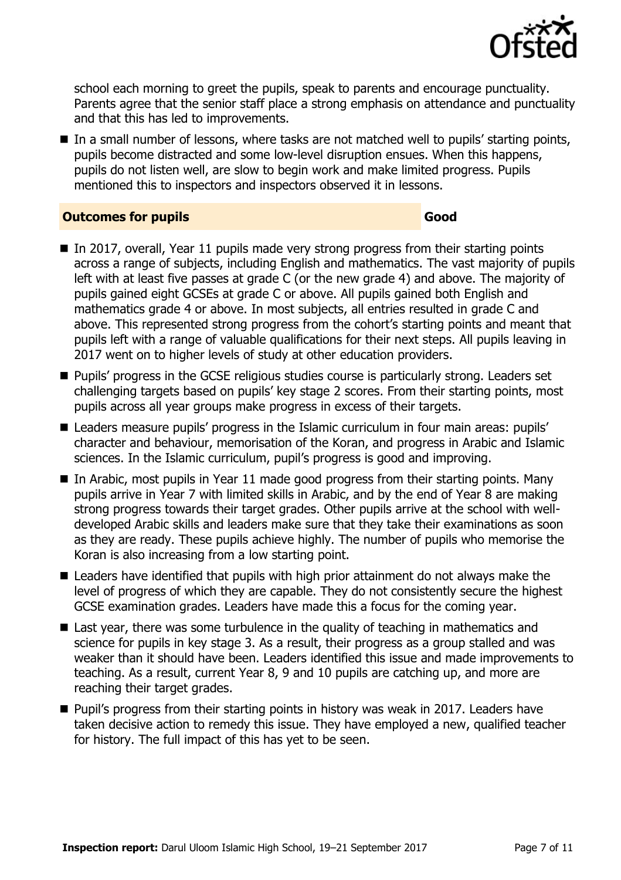school each morning to greet the pupils, speak to parents and encourage punctuality. Parents agree that the senior staff place a strong emphasis on attendance and punctuality and that this has led to improvements.

- In a small number of lessons, where tasks are not matched well to pupils' starting points, pupils become distracted and some low-level disruption ensues. When this happens, pupils do not listen well, are slow to begin work and make limited progress. Pupils mentioned this to inspectors and inspectors observed it in lessons.

## Outcomes for pupils — Good

- In 2017, overall, Year 11 pupils made very strong progress from their starting points across a range of subjects, including English and mathematics. The vast majority of pupils left with at least five passes at grade C (or the new grade 4) and above. The majority of pupils gained eight GCSEs at grade C or above. All pupils gained both English and mathematics grade 4 or above. In most subjects, all entries resulted in grade C and above. This represented strong progress from the cohort's starting points and meant that pupils left with a range of valuable qualifications for their next steps. All pupils leaving in 2017 went on to higher levels of study at other education providers.
- Pupils' progress in the GCSE religious studies course is particularly strong. Leaders set challenging targets based on pupils' key stage 2 scores. From their starting points, most pupils across all year groups make progress in excess of their targets.
- Leaders measure pupils' progress in the Islamic curriculum in four main areas: pupils' character and behaviour, memorisation of the Koran, and progress in Arabic and Islamic sciences. In the Islamic curriculum, pupil's progress is good and improving.
- In Arabic, most pupils in Year 11 made good progress from their starting points. Many pupils arrive in Year 7 with limited skills in Arabic, and by the end of Year 8 are making strong progress towards their target grades. Other pupils arrive at the school with well-developed Arabic skills and leaders make sure that they take their examinations as soon as they are ready. These pupils achieve highly. The number of pupils who memorise the Koran is also increasing from a low starting point.
- Leaders have identified that pupils with high prior attainment do not always make the level of progress of which they are capable. They do not consistently secure the highest GCSE examination grades. Leaders have made this a focus for the coming year.
- Last year, there was some turbulence in the quality of teaching in mathematics and science for pupils in key stage 3. As a result, their progress as a group stalled and was weaker than it should have been. Leaders identified this issue and made improvements to teaching. As a result, current Year 8, 9 and 10 pupils are catching up, and more are reaching their target grades.
- Pupil's progress from their starting points in history was weak in 2017. Leaders have taken decisive action to remedy this issue. They have employed a new, qualified teacher for history. The full impact of this has yet to be seen.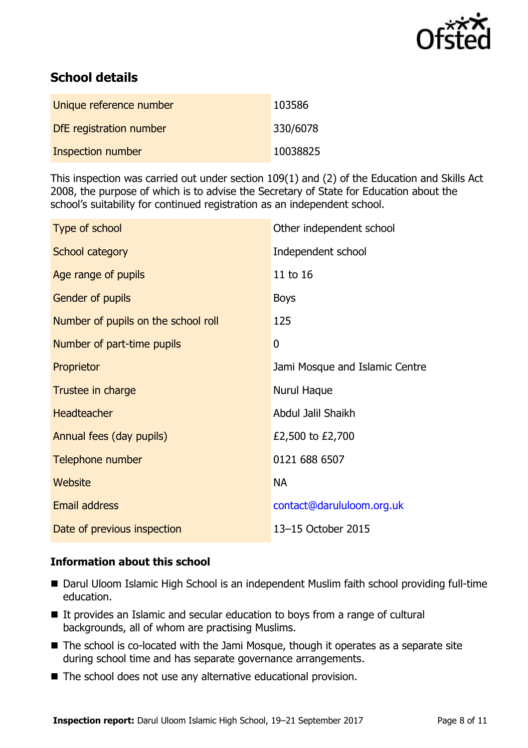## School details

| Unique reference number | 103586 |
| --- | --- |
| DfE registration number | 330/6078 |
| Inspection number | 10038825 |

This inspection was carried out under section 109(1) and (2) of the Education and Skills Act 2008, the purpose of which is to advise the Secretary of State for Education about the school's suitability for continued registration as an independent school.

| Type of school | Other independent school |
| --- | --- |
| School category | Independent school |
| Age range of pupils | 11 to 16 |
| Gender of pupils | Boys |
| Number of pupils on the school roll | 125 |
| Number of part-time pupils | 0 |
| Proprietor | Jami Mosque and Islamic Centre |
| Trustee in charge | Nurul Haque |
| Headteacher | Abdul Jalil Shaikh |
| Annual fees (day pupils) | £2,500 to £2,700 |
| Telephone number | 0121 688 6507 |
| Website | NA |
| Email address | contact@darululoom.org.uk |
| Date of previous inspection | 13–15 October 2015 |

### Information about this school

- Darul Uloom Islamic High School is an independent Muslim faith school providing full-time education.
- It provides an Islamic and secular education to boys from a range of cultural backgrounds, all of whom are practising Muslims.
- The school is co-located with the Jami Mosque, though it operates as a separate site during school time and has separate governance arrangements.
- The school does not use any alternative educational provision.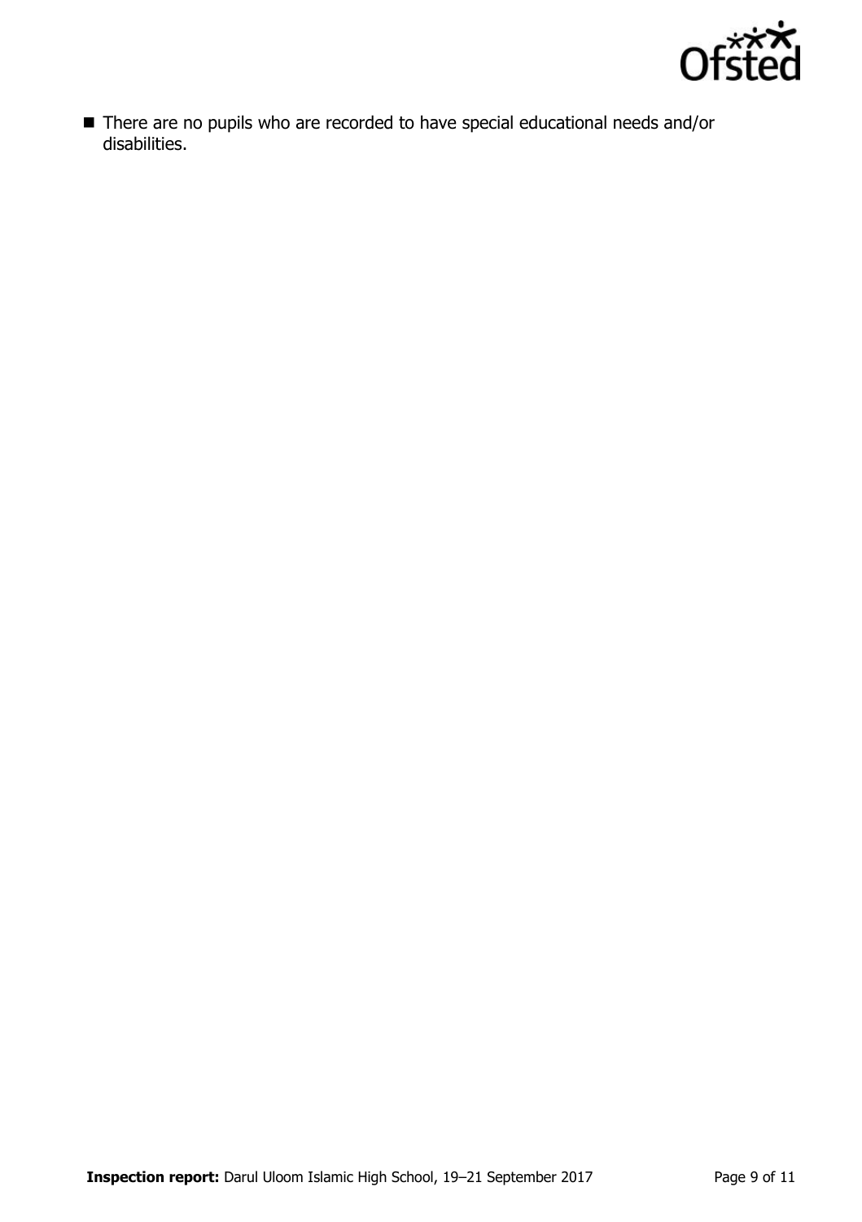- There are no pupils who are recorded to have special educational needs and/or disabilities.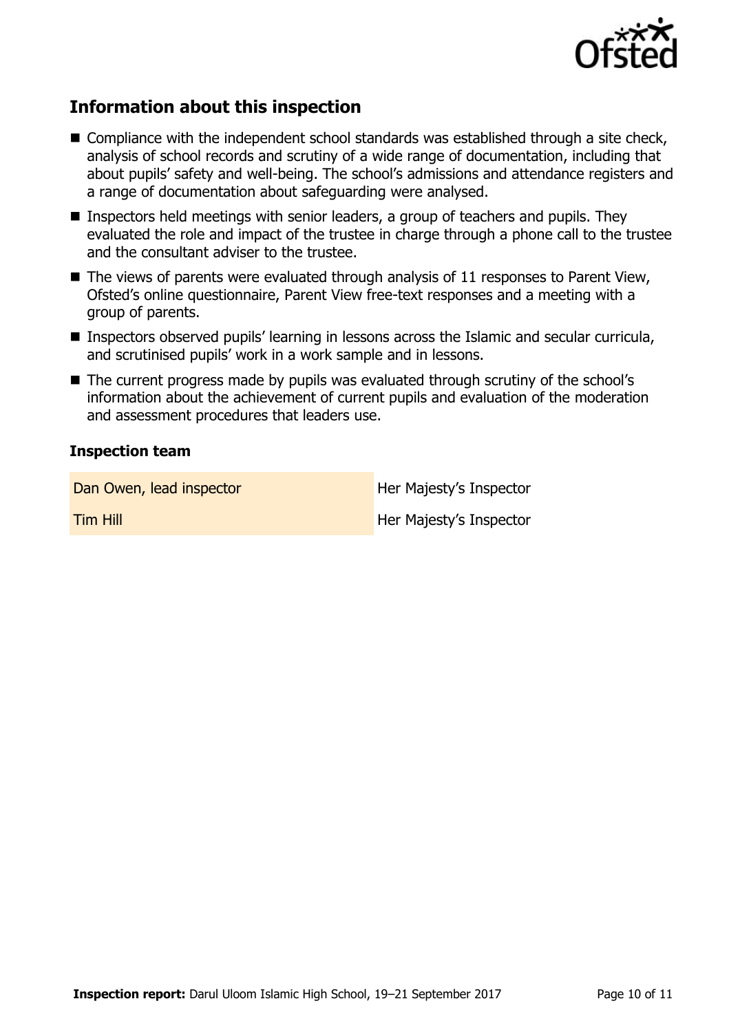## Information about this inspection

- Compliance with the independent school standards was established through a site check, analysis of school records and scrutiny of a wide range of documentation, including that about pupils' safety and well-being. The school's admissions and attendance registers and a range of documentation about safeguarding were analysed.
- Inspectors held meetings with senior leaders, a group of teachers and pupils. They evaluated the role and impact of the trustee in charge through a phone call to the trustee and the consultant adviser to the trustee.
- The views of parents were evaluated through analysis of 11 responses to Parent View, Ofsted's online questionnaire, Parent View free-text responses and a meeting with a group of parents.
- Inspectors observed pupils' learning in lessons across the Islamic and secular curricula, and scrutinised pupils' work in a work sample and in lessons.
- The current progress made by pupils was evaluated through scrutiny of the school's information about the achievement of current pupils and evaluation of the moderation and assessment procedures that leaders use.

### Inspection team

| | |
|---|---|
| Dan Owen, lead inspector | Her Majesty's Inspector |
| Tim Hill | Her Majesty's Inspector |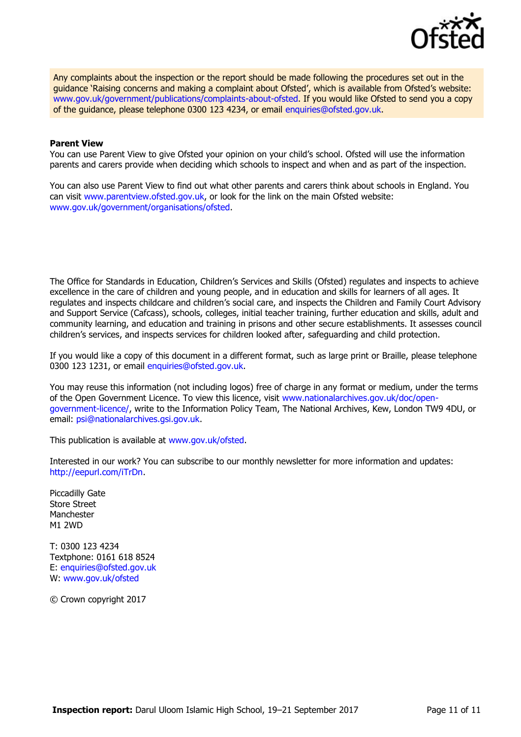Any complaints about the inspection or the report should be made following the procedures set out in the guidance 'Raising concerns and making a complaint about Ofsted', which is available from Ofsted's website: www.gov.uk/government/publications/complaints-about-ofsted. If you would like Ofsted to send you a copy of the guidance, please telephone 0300 123 4234, or email enquiries@ofsted.gov.uk.

**Parent View**

You can use Parent View to give Ofsted your opinion on your child's school. Ofsted will use the information parents and carers provide when deciding which schools to inspect and when and as part of the inspection.

You can also use Parent View to find out what other parents and carers think about schools in England. You can visit www.parentview.ofsted.gov.uk, or look for the link on the main Ofsted website: www.gov.uk/government/organisations/ofsted.

The Office for Standards in Education, Children's Services and Skills (Ofsted) regulates and inspects to achieve excellence in the care of children and young people, and in education and skills for learners of all ages. It regulates and inspects childcare and children's social care, and inspects the Children and Family Court Advisory and Support Service (Cafcass), schools, colleges, initial teacher training, further education and skills, adult and community learning, and education and training in prisons and other secure establishments. It assesses council children's services, and inspects services for children looked after, safeguarding and child protection.

If you would like a copy of this document in a different format, such as large print or Braille, please telephone 0300 123 1231, or email enquiries@ofsted.gov.uk.

You may reuse this information (not including logos) free of charge in any format or medium, under the terms of the Open Government Licence. To view this licence, visit www.nationalarchives.gov.uk/doc/open-government-licence/, write to the Information Policy Team, The National Archives, Kew, London TW9 4DU, or email: psi@nationalarchives.gsi.gov.uk.

This publication is available at www.gov.uk/ofsted.

Interested in our work? You can subscribe to our monthly newsletter for more information and updates: http://eepurl.com/iTrDn.

Piccadilly Gate
Store Street
Manchester
M1 2WD

T: 0300 123 4234
Textphone: 0161 618 8524
E: enquiries@ofsted.gov.uk
W: www.gov.uk/ofsted

© Crown copyright 2017